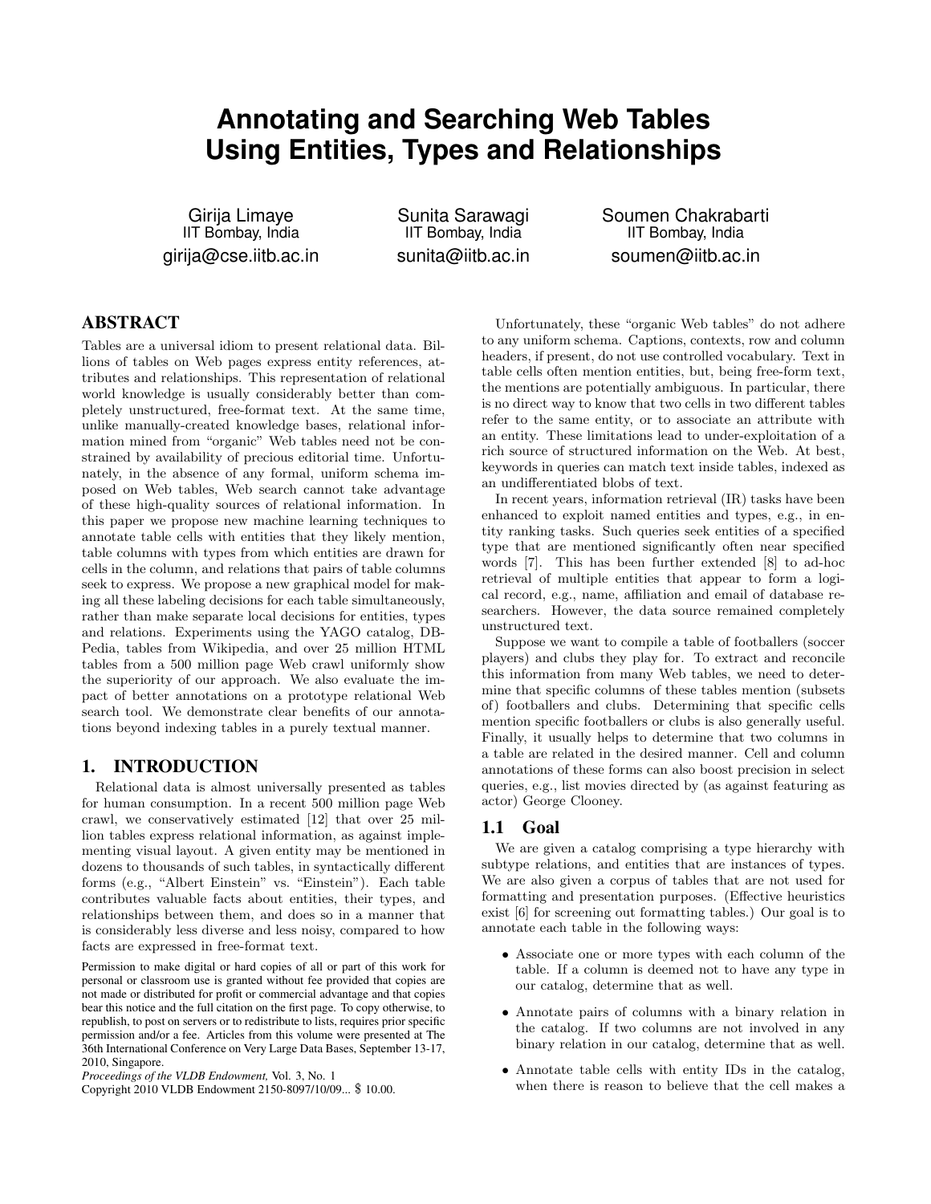# Annotating and Searching Web Tables Using Entities, Types and Relationships

Girija Limaye
IIT Bombay, India
girija@cse.iitb.ac.in

Sunita Sarawagi
IIT Bombay, India
sunita@iitb.ac.in

Soumen Chakrabarti
IIT Bombay, India
soumen@iitb.ac.in

## ABSTRACT

Tables are a universal idiom to present relational data. Billions of tables on Web pages express entity references, attributes and relationships. This representation of relational world knowledge is usually considerably better than completely unstructured, free-format text. At the same time, unlike manually-created knowledge bases, relational information mined from "organic" Web tables need not be constrained by availability of precious editorial time. Unfortunately, in the absence of any formal, uniform schema imposed on Web tables, Web search cannot take advantage of these high-quality sources of relational information. In this paper we propose new machine learning techniques to annotate table cells with entities that they likely mention, table columns with types from which entities are drawn for cells in the column, and relations that pairs of table columns seek to express. We propose a new graphical model for making all these labeling decisions for each table simultaneously, rather than make separate local decisions for entities, types and relations. Experiments using the YAGO catalog, DBPedia, tables from Wikipedia, and over 25 million HTML tables from a 500 million page Web crawl uniformly show the superiority of our approach. We also evaluate the impact of better annotations on a prototype relational Web search tool. We demonstrate clear benefits of our annotations beyond indexing tables in a purely textual manner.

## 1. INTRODUCTION

Relational data is almost universally presented as tables for human consumption. In a recent 500 million page Web crawl, we conservatively estimated [12] that over 25 million tables express relational information, as against implementing visual layout. A given entity may be mentioned in dozens to thousands of such tables, in syntactically different forms (e.g., "Albert Einstein" vs. "Einstein"). Each table contributes valuable facts about entities, their types, and relationships between them, and does so in a manner that is considerably less diverse and less noisy, compared to how facts are expressed in free-format text.

Permission to make digital or hard copies of all or part of this work for personal or classroom use is granted without fee provided that copies are not made or distributed for profit or commercial advantage and that copies bear this notice and the full citation on the first page. To copy otherwise, to republish, to post on servers or to redistribute to lists, requires prior specific permission and/or a fee. Articles from this volume were presented at The 36th International Conference on Very Large Data Bases, September 13-17, 2010, Singapore.
*Proceedings of the VLDB Endowment,* Vol. 3, No. 1
Copyright 2010 VLDB Endowment 2150-8097/10/09... $ 10.00.

Unfortunately, these "organic Web tables" do not adhere to any uniform schema. Captions, contexts, row and column headers, if present, do not use controlled vocabulary. Text in table cells often mention entities, but, being free-form text, the mentions are potentially ambiguous. In particular, there is no direct way to know that two cells in two different tables refer to the same entity, or to associate an attribute with an entity. These limitations lead to under-exploitation of a rich source of structured information on the Web. At best, keywords in queries can match text inside tables, indexed as an undifferentiated blobs of text.

In recent years, information retrieval (IR) tasks have been enhanced to exploit named entities and types, e.g., in entity ranking tasks. Such queries seek entities of a specified type that are mentioned significantly often near specified words [7]. This has been further extended [8] to ad-hoc retrieval of multiple entities that appear to form a logical record, e.g., name, affiliation and email of database researchers. However, the data source remained completely unstructured text.

Suppose we want to compile a table of footballers (soccer players) and clubs they play for. To extract and reconcile this information from many Web tables, we need to determine that specific columns of these tables mention (subsets of) footballers and clubs. Determining that specific cells mention specific footballers or clubs is also generally useful. Finally, it usually helps to determine that two columns in a table are related in the desired manner. Cell and column annotations of these forms can also boost precision in select queries, e.g., list movies directed by (as against featuring as actor) George Clooney.

### 1.1 Goal

We are given a catalog comprising a type hierarchy with subtype relations, and entities that are instances of types. We are also given a corpus of tables that are not used for formatting and presentation purposes. (Effective heuristics exist [6] for screening out formatting tables.) Our goal is to annotate each table in the following ways:

- Associate one or more types with each column of the table. If a column is deemed not to have any type in our catalog, determine that as well.
- Annotate pairs of columns with a binary relation in the catalog. If two columns are not involved in any binary relation in our catalog, determine that as well.
- Annotate table cells with entity IDs in the catalog, when there is reason to believe that the cell makes a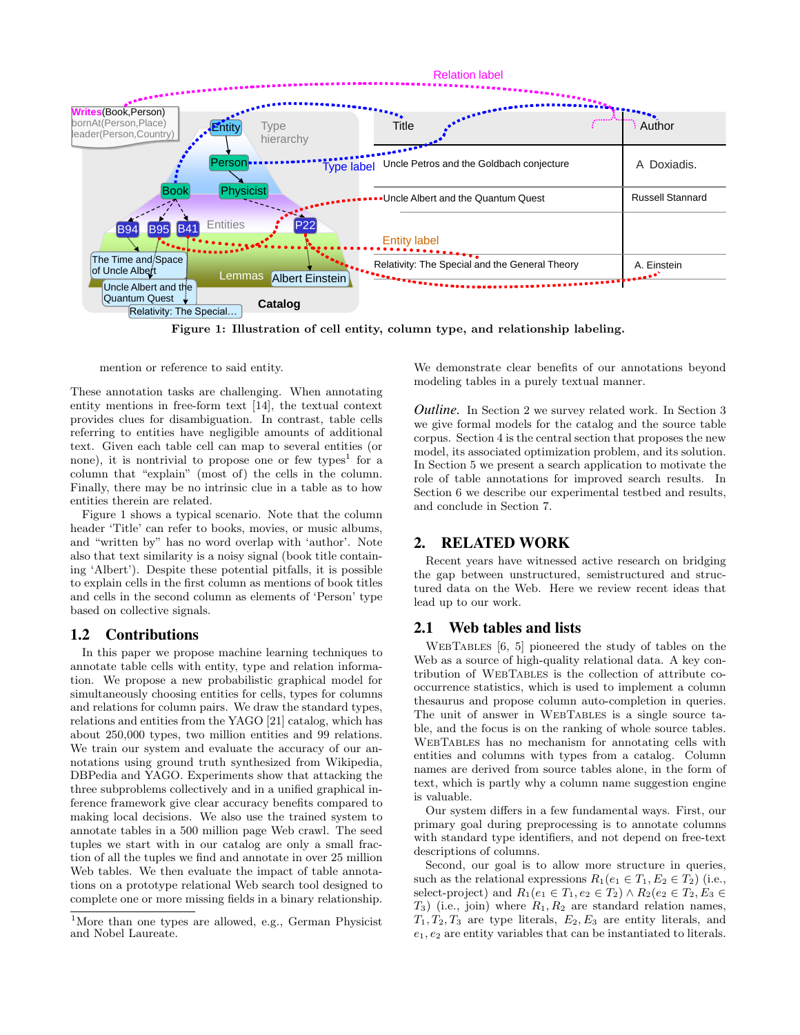Figure 1: Illustration of cell entity, column type, and relationship labeling.

mention or reference to said entity.

These annotation tasks are challenging. When annotating entity mentions in free-form text [14], the textual context provides clues for disambiguation. In contrast, table cells referring to entities have negligible amounts of additional text. Given each table cell can map to several entities (or none), it is nontrivial to propose one or few types[1] for a column that "explain" (most of) the cells in the column. Finally, there may be no intrinsic clue in a table as to how entities therein are related.

Figure 1 shows a typical scenario. Note that the column header 'Title' can refer to books, movies, or music albums, and "written by" has no word overlap with 'author'. Note also that text similarity is a noisy signal (book title containing 'Albert'). Despite these potential pitfalls, it is possible to explain cells in the first column as mentions of book titles and cells in the second column as elements of 'Person' type based on collective signals.

## 1.2 Contributions

In this paper we propose machine learning techniques to annotate table cells with entity, type and relation information. We propose a new probabilistic graphical model for simultaneously choosing entities for cells, types for columns and relations for column pairs. We draw the standard types, relations and entities from the YAGO [21] catalog, which has about 250,000 types, two million entities and 99 relations. We train our system and evaluate the accuracy of our annotations using ground truth synthesized from Wikipedia, DBPedia and YAGO. Experiments show that attacking the three subproblems collectively and in a unified graphical inference framework give clear accuracy benefits compared to making local decisions. We also use the trained system to annotate tables in a 500 million page Web crawl. The seed tuples we start with in our catalog are only a small fraction of all the tuples we find and annotate in over 25 million Web tables. We then evaluate the impact of table annotations on a prototype relational Web search tool designed to complete one or more missing fields in a binary relationship. We demonstrate clear benefits of our annotations beyond modeling tables in a purely textual manner.

[1]More than one types are allowed, e.g., German Physicist and Nobel Laureate.

*Outline.* In Section 2 we survey related work. In Section 3 we give formal models for the catalog and the source table corpus. Section 4 is the central section that proposes the new model, its associated optimization problem, and its solution. In Section 5 we present a search application to motivate the role of table annotations for improved search results. In Section 6 we describe our experimental testbed and results, and conclude in Section 7.

# 2. RELATED WORK

Recent years have witnessed active research on bridging the gap between unstructured, semistructured and structured data on the Web. Here we review recent ideas that lead up to our work.

## 2.1 Web tables and lists

WebTables [6, 5] pioneered the study of tables on the Web as a source of high-quality relational data. A key contribution of WebTables is the collection of attribute co-occurrence statistics, which is used to implement a column thesaurus and propose column auto-completion in queries. The unit of answer in WebTables is a single source table, and the focus is on the ranking of whole source tables. WebTables has no mechanism for annotating cells with entities and columns with types from a catalog. Column names are derived from source tables alone, in the form of text, which is partly why a column name suggestion engine is valuable.

Our system differs in a few fundamental ways. First, our primary goal during preprocessing is to annotate columns with standard type identifiers, and not depend on free-text descriptions of columns.

Second, our goal is to allow more structure in queries, such as the relational expressions $R_1(e_1 \in T_1, E_2 \in T_2)$ (i.e., select-project) and $R_1(e_1 \in T_1, e_2 \in T_2) \wedge R_2(e_2 \in T_2, E_3 \in T_3)$ (i.e., join) where $R_1, R_2$ are standard relation names, $T_1, T_2, T_3$ are type literals, $E_2, E_3$ are entity literals, and $e_1, e_2$ are entity variables that can be instantiated to literals.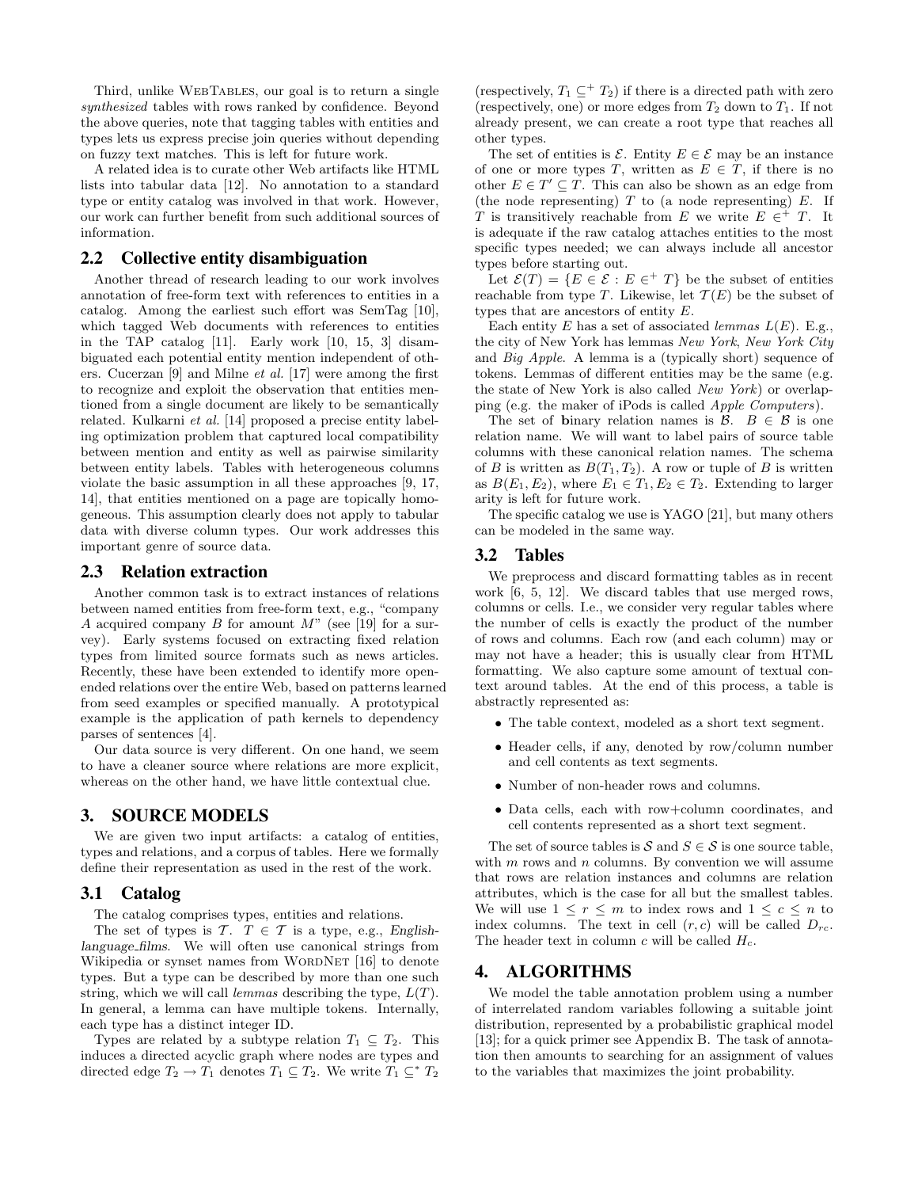Third, unlike WebTables, our goal is to return a single *synthesized* tables with rows ranked by confidence. Beyond the above queries, note that tagging tables with entities and types lets us express precise join queries without depending on fuzzy text matches. This is left for future work.

A related idea is to curate other Web artifacts like HTML lists into tabular data [12]. No annotation to a standard type or entity catalog was involved in that work. However, our work can further benefit from such additional sources of information.

## 2.2 Collective entity disambiguation

Another thread of research leading to our work involves annotation of free-form text with references to entities in a catalog. Among the earliest such effort was SemTag [10], which tagged Web documents with references to entities in the TAP catalog [11]. Early work [10, 15, 3] disambiguated each potential entity mention independent of others. Cucerzan [9] and Milne *et al.* [17] were among the first to recognize and exploit the observation that entities mentioned from a single document are likely to be semantically related. Kulkarni *et al.* [14] proposed a precise entity labeling optimization problem that captured local compatibility between mention and entity as well as pairwise similarity between entity labels. Tables with heterogeneous columns violate the basic assumption in all these approaches [9, 17, 14], that entities mentioned on a page are topically homogeneous. This assumption clearly does not apply to tabular data with diverse column types. Our work addresses this important genre of source data.

## 2.3 Relation extraction

Another common task is to extract instances of relations between named entities from free-form text, e.g., "company $A$ acquired company $B$ for amount $M$" (see [19] for a survey). Early systems focused on extracting fixed relation types from limited source formats such as news articles. Recently, these have been extended to identify more openended relations over the entire Web, based on patterns learned from seed examples or specified manually. A prototypical example is the application of path kernels to dependency parses of sentences [4].

Our data source is very different. On one hand, we seem to have a cleaner source where relations are more explicit, whereas on the other hand, we have little contextual clue.

# 3. SOURCE MODELS

We are given two input artifacts: a catalog of entities, types and relations, and a corpus of tables. Here we formally define their representation as used in the rest of the work.

## 3.1 Catalog

The catalog comprises types, entities and relations.

The set of types is $\mathcal{T}$. $T \in \mathcal{T}$ is a type, e.g., *English-language_films*. We will often use canonical strings from Wikipedia or synset names from WordNet [16] to denote types. But a type can be described by more than one such string, which we will call *lemmas* describing the type, $L(T)$. In general, a lemma can have multiple tokens. Internally, each type has a distinct integer ID.

Types are related by a subtype relation $T_1 \subseteq T_2$. This induces a directed acyclic graph where nodes are types and directed edge $T_2 \to T_1$ denotes $T_1 \subseteq T_2$. We write $T_1 \subseteq^* T_2$ (respectively, $T_1 \subseteq^+ T_2$) if there is a directed path with zero (respectively, one) or more edges from $T_2$ down to $T_1$. If not already present, we can create a root type that reaches all other types.

The set of entities is $\mathcal{E}$. Entity $E \in \mathcal{E}$ may be an instance of one or more types $T$, written as $E \in T$, if there is no other $E \in T' \subseteq T$. This can also be shown as an edge from (the node representing) $T$ to (a node representing) $E$. If $T$ is transitively reachable from $E$ we write $E \in^+ T$. It is adequate if the raw catalog attaches entities to the most specific types needed; we can always include all ancestor types before starting out.

Let $\mathcal{E}(T) = \{E \in \mathcal{E} : E \in^+ T\}$ be the subset of entities reachable from type $T$. Likewise, let $\mathcal{T}(E)$ be the subset of types that are ancestors of entity $E$.

Each entity $E$ has a set of associated *lemmas* $L(E)$. E.g., the city of New York has lemmas *New York*, *New York City* and *Big Apple*. A lemma is a (typically short) sequence of tokens. Lemmas of different entities may be the same (e.g. the state of New York is also called *New York*) or overlapping (e.g. the maker of iPods is called *Apple Computers*).

The set of **b**inary relation names is $\mathcal{B}$. $B \in \mathcal{B}$ is one relation name. We will want to label pairs of source table columns with these canonical relation names. The schema of $B$ is written as $B(T_1, T_2)$. A row or tuple of $B$ is written as $B(E_1, E_2)$, where $E_1 \in T_1, E_2 \in T_2$. Extending to larger arity is left for future work.

The specific catalog we use is YAGO [21], but many others can be modeled in the same way.

## 3.2 Tables

We preprocess and discard formatting tables as in recent work [6, 5, 12]. We discard tables that use merged rows, columns or cells. I.e., we consider very regular tables where the number of cells is exactly the product of the number of rows and columns. Each row (and each column) may or may not have a header; this is usually clear from HTML formatting. We also capture some amount of textual context around tables. At the end of this process, a table is abstractly represented as:

- The table context, modeled as a short text segment.
- Header cells, if any, denoted by row/column number and cell contents as text segments.
- Number of non-header rows and columns.
- Data cells, each with row+column coordinates, and cell contents represented as a short text segment.

The set of source tables is $\mathcal{S}$ and $S \in \mathcal{S}$ is one source table, with $m$ rows and $n$ columns. By convention we will assume that rows are relation instances and columns are relation attributes, which is the case for all but the smallest tables. We will use $1 \le r \le m$ to index rows and $1 \le c \le n$ to index columns. The text in cell $(r, c)$ will be called $D_{rc}$. The header text in column $c$ will be called $H_c$.

# 4. ALGORITHMS

We model the table annotation problem using a number of interrelated random variables following a suitable joint distribution, represented by a probabilistic graphical model [13]; for a quick primer see Appendix B. The task of annotation then amounts to searching for an assignment of values to the variables that maximizes the joint probability.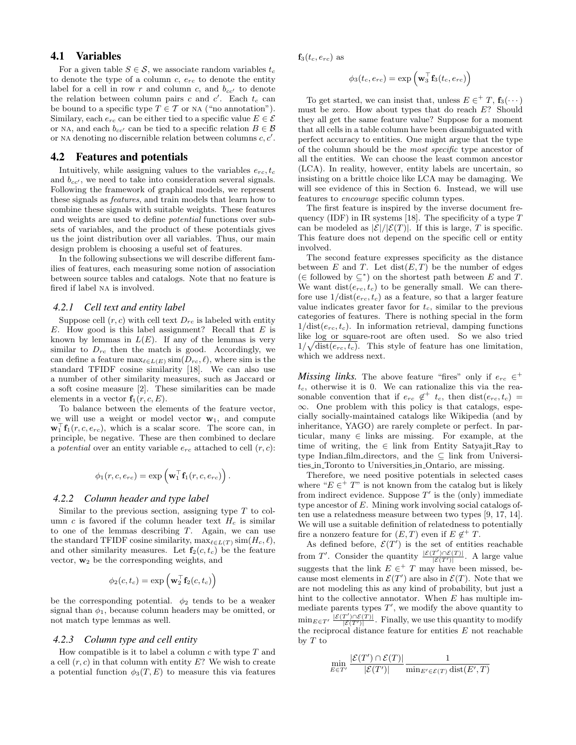## 4.1 Variables

For a given table $S \in \mathcal{S}$, we associate random variables $t_c$ to denote the type of a column $c$, $e_{rc}$ to denote the entity label for a cell in row $r$ and column $c$, and $b_{cc'}$ to denote the relation between column pairs $c$ and $c'$. Each $t_c$ can be bound to a specific type $T \in \mathcal{T}$ or NA ("no annotation"). Similary, each $e_{rc}$ can be either tied to a specific value $E \in \mathcal{E}$ or NA, and each $b_{cc'}$ can be tied to a specific relation $B \in \mathcal{B}$ or NA denoting no discernible relation between columns $c, c'$.

## 4.2 Features and potentials

Intuitively, while assigning values to the variables $e_{rc}, t_c$ and $b_{cc'}$, we need to take into consideration several signals. Following the framework of graphical models, we represent these signals as *features*, and train models that learn how to combine these signals with suitable weights. These features and weights are used to define *potential* functions over subsets of variables, and the product of these potentials gives us the joint distribution over all variables. Thus, our main design problem is choosing a useful set of features.

In the following subsections we will describe different families of features, each measuring some notion of association between source tables and catalogs. Note that no feature is fired if label NA is involved.

### 4.2.1 Cell text and entity label

Suppose cell $(r, c)$ with cell text $D_{rc}$ is labeled with entity $E$. How good is this label assignment? Recall that $E$ is known by lemmas in $L(E)$. If any of the lemmas is very similar to $D_{rc}$ then the match is good. Accordingly, we can define a feature $\max_{\ell \in L(E)} \text{sim}(D_{rc}, \ell)$, where sim is the standard TFIDF cosine similarity [18]. We can also use a number of other similarity measures, such as Jaccard or a soft cosine measure [2]. These similarities can be made elements in a vector $\mathbf{f}_1(r, c, E)$.

To balance between the elements of the feature vector, we will use a weight or model vector $\mathbf{w}_1$, and compute $\mathbf{w}_1^\top \mathbf{f}_1(r, c, e_{rc})$, which is a scalar score. The score can, in principle, be negative. These are then combined to declare a *potential* over an entity variable $e_{rc}$ attached to cell $(r, c)$:

$$\phi_1(r, c, e_{rc}) = \exp\left(\mathbf{w}_1^\top \mathbf{f}_1(r, c, e_{rc})\right).$$

### 4.2.2 Column header and type label

Similar to the previous section, assigning type $T$ to column $c$ is favored if the column header text $H_c$ is similar to one of the lemmas describing $T$. Again, we can use the standard TFIDF cosine similarity, $\max_{\ell \in L(T)} \text{sim}(H_c, \ell)$, and other similarity measures. Let $\mathbf{f}_2(c, t_c)$ be the feature vector, $\mathbf{w}_2$ be the corresponding weights, and

$$\phi_2(c, t_c) = \exp\left(\mathbf{w}_2^\top \mathbf{f}_2(c, t_c)\right)$$

be the corresponding potential. $\phi_2$ tends to be a weaker signal than $\phi_1$, because column headers may be omitted, or not match type lemmas as well.

### 4.2.3 Column type and cell entity

How compatible is it to label a column $c$ with type $T$ and a cell $(r, c)$ in that column with entity $E$? We wish to create a potential function $\phi_3(T, E)$ to measure this via features $\mathbf{f}_3(t_c, e_{rc})$ as

$$\phi_3(t_c, e_{rc}) = \exp\left(\mathbf{w}_3^\top \mathbf{f}_3(t_c, e_{rc})\right)$$

To get started, we can insist that, unless $E \in^+ T$, $\mathbf{f}_3(\cdots)$ must be zero. How about types that do reach $E$? Should they all get the same feature value? Suppose for a moment that all cells in a table column have been disambiguated with perfect accuracy to entities. One might argue that the type of the column should be the *most specific* type ancestor of all the entities. We can choose the least common ancestor (LCA). In reality, however, entity labels are uncertain, so insisting on a brittle choice like LCA may be damaging. We will see evidence of this in Section 6. Instead, we will use features to *encourage* specific column types.

The first feature is inspired by the inverse document frequency (IDF) in IR systems [18]. The specificity of a type $T$ can be modeled as $|\mathcal{E}|/|\mathcal{E}(T)|$. If this is large, $T$ is specific. This feature does not depend on the specific cell or entity involved.

The second feature expresses specificity as the distance between $E$ and $T$. Let $\text{dist}(E, T)$ be the number of edges ($\in$ followed by $\subseteq^*$) on the shortest path between $E$ and $T$. We want $\text{dist}(e_{rc}, t_c)$ to be generally small. We can therefore use $1/\text{dist}(e_{rc}, t_c)$ as a feature, so that a larger feature value indicates greater favor for $t_c$, similar to the previous categories of features. There is nothing special in the form $1/\text{dist}(e_{rc}, t_c)$. In information retrieval, damping functions like log or square-root are often used. So we also tried $1/\sqrt{\text{dist}(e_{rc}, t_c)}$. This style of feature has one limitation, which we address next.

***Missing links.*** The above feature "fires" only if $e_{rc} \in^+ t_c$, otherwise it is 0. We can rationalize this via the reasonable convention that if $e_{rc} \not\in^+ t_c$, then $\text{dist}(e_{rc}, t_c) = \infty$. One problem with this policy is that catalogs, especially socially-maintained catalogs like Wikipedia (and by inheritance, YAGO) are rarely complete or perfect. In particular, many $\in$ links are missing. For example, at the time of writing, the $\in$ link from Entity Satyajit_Ray to type Indian_film_directors, and the $\subseteq$ link from Universities_in_Toronto to Universities_in_Ontario, are missing.

Therefore, we need positive potentials in selected cases where "$E \in^+ T$" is not known from the catalog but is likely from indirect evidence. Suppose $T'$ is the (only) immediate type ancestor of $E$. Mining work involving social catalogs often use a relatedness measure between two types [9, 17, 14]. We will use a suitable definition of relatedness to potentially fire a nonzero feature for $(E, T)$ even if $E \not\in^+ T$.

As defined before, $\mathcal{E}(T')$ is the set of entities reachable from $T'$. Consider the quantity $\frac{|\mathcal{E}(T') \cap \mathcal{E}(T)|}{|\mathcal{E}(T')|}$. A large value suggests that the link $E \in^+ T$ may have been missed, because most elements in $\mathcal{E}(T')$ are also in $\mathcal{E}(T)$. Note that we are not modeling this as any kind of probability, but just a hint to the collective annotator. When $E$ has multiple immediate parents types $T'$, we modify the above quantity to $\min_{E \in T'} \frac{|\mathcal{E}(T') \cap \mathcal{E}(T)|}{|\mathcal{E}(T')|}$. Finally, we use this quantity to modify the reciprocal distance feature for entities $E$ not reachable by $T$ to

$$\min_{E \in T'} \frac{|\mathcal{E}(T') \cap \mathcal{E}(T)|}{|\mathcal{E}(T')|} \frac{1}{\min_{E' \in \mathcal{E}(T)} \text{dist}(E', T)}$$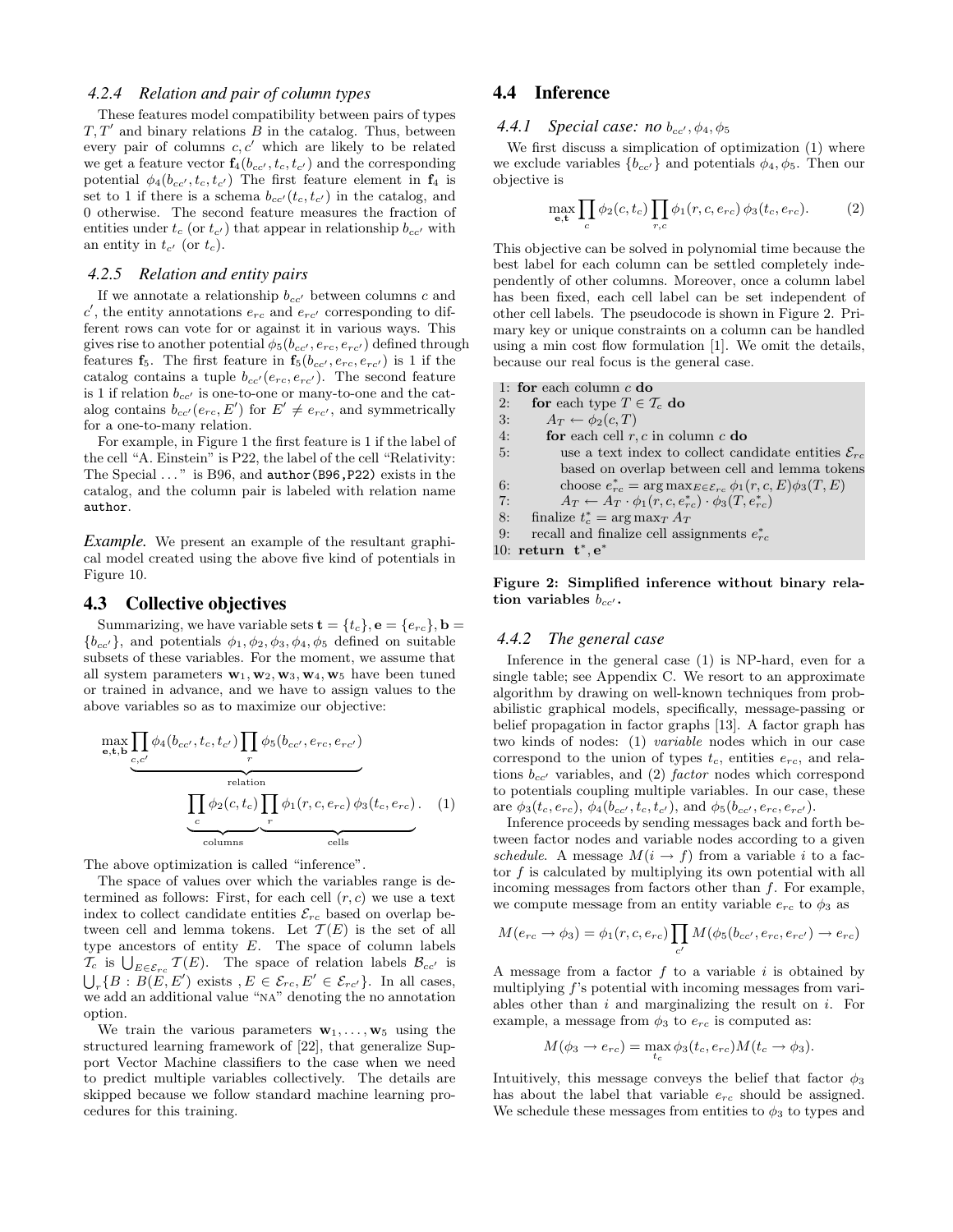### 4.2.4 Relation and pair of column types

These features model compatibility between pairs of types $T, T'$ and binary relations $B$ in the catalog. Thus, between every pair of columns $c, c'$ which are likely to be related we get a feature vector $\mathbf{f}_4(b_{cc'}, t_c, t_{c'})$ and the corresponding potential $\phi_4(b_{cc'}, t_c, t_{c'})$ The first feature element in $\mathbf{f}_4$ is set to 1 if there is a schema $b_{cc'}(t_c, t_{c'})$ in the catalog, and 0 otherwise. The second feature measures the fraction of entities under $t_c$ (or $t_{c'}$) that appear in relationship $b_{cc'}$ with an entity in $t_{c'}$ (or $t_c$).

### 4.2.5 Relation and entity pairs

If we annotate a relationship $b_{cc'}$ between columns $c$ and $c'$, the entity annotations $e_{rc}$ and $e_{rc'}$ corresponding to different rows can vote for or against it in various ways. This gives rise to another potential $\phi_5(b_{cc'}, e_{rc}, e_{rc'})$ defined through features $\mathbf{f}_5$. The first feature in $\mathbf{f}_5(b_{cc'}, e_{rc}, e_{rc'})$ is 1 if the catalog contains a tuple $b_{cc'}(e_{rc}, e_{rc'})$. The second feature is 1 if relation $b_{cc'}$ is one-to-one or many-to-one and the catalog contains $b_{cc'}(e_{rc}, E')$ for $E' \neq e_{rc'}$, and symmetrically for a one-to-many relation.

For example, in Figure 1 the first feature is 1 if the label of the cell "A. Einstein" is P22, the label of the cell "Relativity: The Special ..." is B96, and `author(B96,P22)` exists in the catalog, and the column pair is labeled with relation name `author`.

*Example.* We present an example of the resultant graphical model created using the above five kind of potentials in Figure 10.

## 4.3 Collective objectives

Summarizing, we have variable sets $\mathbf{t} = \{t_c\}, \mathbf{e} = \{e_{rc}\}, \mathbf{b} = \{b_{cc'}\}$, and potentials $\phi_1, \phi_2, \phi_3, \phi_4, \phi_5$ defined on suitable subsets of these variables. For the moment, we assume that all system parameters $\mathbf{w}_1, \mathbf{w}_2, \mathbf{w}_3, \mathbf{w}_4, \mathbf{w}_5$ have been tuned or trained in advance, and we have to assign values to the above variables so as to maximize our objective:

$$\max_{\mathbf{e},\mathbf{t},\mathbf{b}} \underbrace{\prod_{c,c'} \phi_4(b_{cc'}, t_c, t_{c'}) \prod_r \phi_5(b_{cc'}, e_{rc}, e_{rc'})}_{\text{relation}} \underbrace{\prod_c \phi_2(c, t_c)}_{\text{columns}} \underbrace{\prod_r \phi_1(r, c, e_{rc})\, \phi_3(t_c, e_{rc})}_{\text{cells}}. \quad (1)$$

The above optimization is called "inference".

The space of values over which the variables range is determined as follows: First, for each cell $(r, c)$ we use a text index to collect candidate entities $\mathcal{E}_{rc}$ based on overlap between cell and lemma tokens. Let $\mathcal{T}(E)$ is the set of all type ancestors of entity $E$. The space of column labels $\mathcal{T}_c$ is $\bigcup_{E \in \mathcal{E}_{rc}} \mathcal{T}(E)$. The space of relation labels $\mathcal{B}_{cc'}$ is $\bigcup_r \{B : B(E, E') \text{ exists }, E \in \mathcal{E}_{rc}, E' \in \mathcal{E}_{rc'}\}$. In all cases, we add an additional value "NA" denoting the no annotation option.

We train the various parameters $\mathbf{w}_1, \ldots, \mathbf{w}_5$ using the structured learning framework of [22], that generalize Support Vector Machine classifiers to the case when we need to predict multiple variables collectively. The details are skipped because we follow standard machine learning procedures for this training.

## 4.4 Inference

### 4.4.1 Special case: no $b_{cc'}, \phi_4, \phi_5$

We first discuss a simplication of optimization (1) where we exclude variables $\{b_{cc'}\}$ and potentials $\phi_4, \phi_5$. Then our objective is

$$\max_{\mathbf{e},\mathbf{t}} \prod_c \phi_2(c, t_c) \prod_{r,c} \phi_1(r, c, e_{rc})\, \phi_3(t_c, e_{rc}). \quad (2)$$

This objective can be solved in polynomial time because the best label for each column can be settled completely independently of other columns. Moreover, once a column label has been fixed, each cell label can be set independent of other cell labels. The pseudocode is shown in Figure 2. Primary key or unique constraints on a column can be handled using a min cost flow formulation [1]. We omit the details, because our real focus is the general case.

```
1: for each column c do
2:    for each type T ∈ T_c do
3:       A_T ← φ2(c, T)
4:       for each cell r, c in column c do
5:          use a text index to collect candidate entities E_rc
            based on overlap between cell and lemma tokens
6:          choose e*_rc = argmax_{E∈E_rc} φ1(r, c, E)φ3(T, E)
7:          A_T ← A_T · φ1(r, c, e*_rc) · φ3(T, e*_rc)
8:    finalize t*_c = argmax_T A_T
9:    recall and finalize cell assignments e*_rc
10: return t*, e*
```

**Figure 2: Simplified inference without binary relation variables $b_{cc'}$.**

### 4.4.2 The general case

Inference in the general case (1) is NP-hard, even for a single table; see Appendix C. We resort to an approximate algorithm by drawing on well-known techniques from probabilistic graphical models, specifically, message-passing or belief propagation in factor graphs [13]. A factor graph has two kinds of nodes: (1) *variable* nodes which in our case correspond to the union of types $t_c$, entities $e_{rc}$, and relations $b_{cc'}$ variables, and (2) *factor* nodes which correspond to potentials coupling multiple variables. In our case, these are $\phi_3(t_c, e_{rc})$, $\phi_4(b_{cc'}, t_c, t_{c'})$, and $\phi_5(b_{cc'}, e_{rc}, e_{rc'})$.

Inference proceeds by sending messages back and forth between factor nodes and variable nodes according to a given *schedule*. A message $M(i \to f)$ from a variable $i$ to a factor $f$ is calculated by multiplying its own potential with all incoming messages from factors other than $f$. For example, we compute message from an entity variable $e_{rc}$ to $\phi_3$ as

$$M(e_{rc} \to \phi_3) = \phi_1(r, c, e_{rc}) \prod_{c'} M(\phi_5(b_{cc'}, e_{rc}, e_{rc'}) \to e_{rc})$$

A message from a factor $f$ to a variable $i$ is obtained by multiplying $f$'s potential with incoming messages from variables other than $i$ and marginalizing the result on $i$. For example, a message from $\phi_3$ to $e_{rc}$ is computed as:

$$M(\phi_3 \to e_{rc}) = \max_{t_c} \phi_3(t_c, e_{rc}) M(t_c \to \phi_3).$$

Intuitively, this message conveys the belief that factor $\phi_3$ has about the label that variable $e_{rc}$ should be assigned. We schedule these messages from entities to $\phi_3$ to types and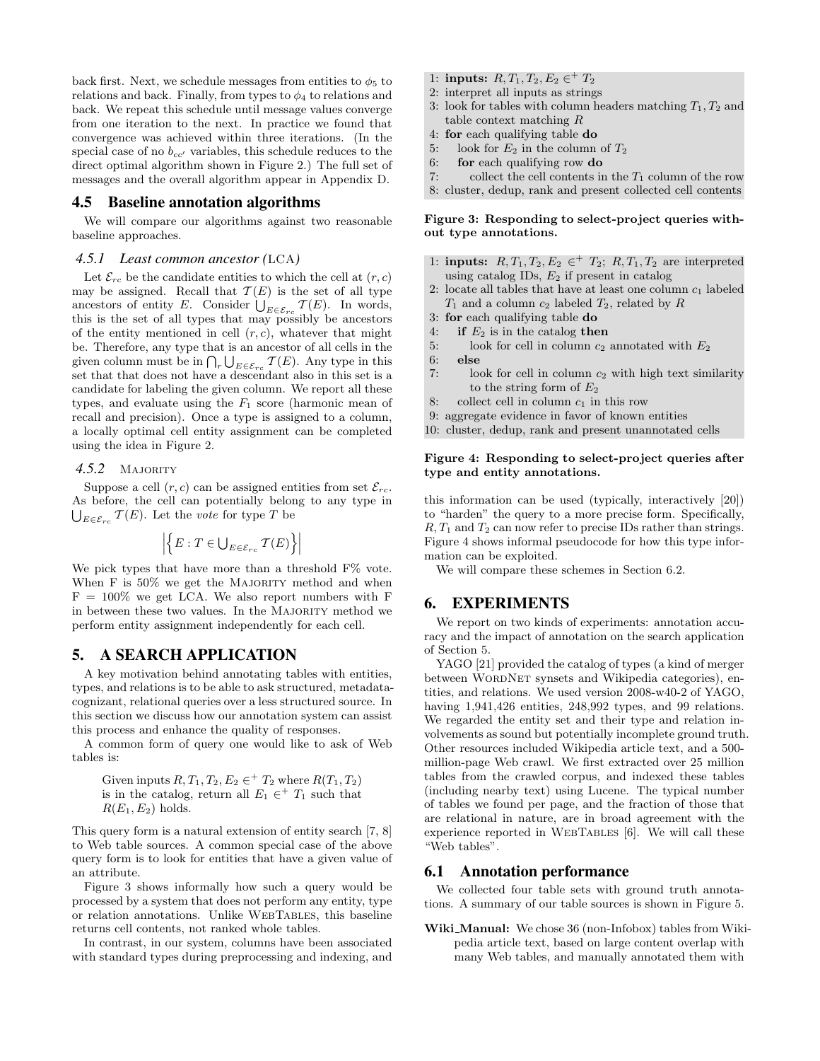back first. Next, we schedule messages from entities to $\phi_5$ to relations and back. Finally, from types to $\phi_4$ to relations and back. We repeat this schedule until message values converge from one iteration to the next. In practice we found that convergence was achieved within three iterations. (In the special case of no $b_{cc'}$ variables, this schedule reduces to the direct optimal algorithm shown in Figure 2.) The full set of messages and the overall algorithm appear in Appendix D.

## 4.5 Baseline annotation algorithms

We will compare our algorithms against two reasonable baseline approaches.

### 4.5.1 Least common ancestor (LCA)

Let $\mathcal{E}_{rc}$ be the candidate entities to which the cell at $(r, c)$ may be assigned. Recall that $\mathcal{T}(E)$ is the set of all type ancestors of entity $E$. Consider $\bigcup_{E \in \mathcal{E}_{rc}} \mathcal{T}(E)$. In words, this is the set of all types that may possibly be ancestors of the entity mentioned in cell $(r, c)$, whatever that might be. Therefore, any type that is an ancestor of all cells in the given column must be in $\bigcap_r \bigcup_{E \in \mathcal{E}_{rc}} \mathcal{T}(E)$. Any type in this set that that does not have a descendant also in this set is a candidate for labeling the given column. We report all these types, and evaluate using the $F_1$ score (harmonic mean of recall and precision). Once a type is assigned to a column, a locally optimal cell entity assignment can be completed using the idea in Figure 2.

### 4.5.2 Majority

Suppose a cell $(r, c)$ can be assigned entities from set $\mathcal{E}_{rc}$. As before, the cell can potentially belong to any type in $\bigcup_{E \in \mathcal{E}_{rc}} \mathcal{T}(E)$. Let the *vote* for type $T$ be

$$\left| \left\{ E : T \in \textstyle\bigcup_{E \in \mathcal{E}_{rc}} \mathcal{T}(E) \right\} \right|$$

We pick types that have more than a threshold F% vote. When F is 50% we get the Majority method and when F = 100% we get LCA. We also report numbers with F in between these two values. In the Majority method we perform entity assignment independently for each cell.

# 5. A SEARCH APPLICATION

A key motivation behind annotating tables with entities, types, and relations is to be able to ask structured, metadata-cognizant, relational queries over a less structured source. In this section we discuss how our annotation system can assist this process and enhance the quality of responses.

A common form of query one would like to ask of Web tables is:

> Given inputs $R, T_1, T_2, E_2 \in^+ T_2$ where $R(T_1, T_2)$ is in the catalog, return all $E_1 \in^+ T_1$ such that $R(E_1, E_2)$ holds.

This query form is a natural extension of entity search [7, 8] to Web table sources. A common special case of the above query form is to look for entities that have a given value of an attribute.

Figure 3 shows informally how such a query would be processed by a system that does not perform any entity, type or relation annotations. Unlike WebTables, this baseline returns cell contents, not ranked whole tables.

In contrast, in our system, columns have been associated with standard types during preprocessing and indexing, and this information can be used (typically, interactively [20]) to "harden" the query to a more precise form. Specifically, $R, T_1$ and $T_2$ can now refer to precise IDs rather than strings. Figure 4 shows informal pseudocode for how this type information can be exploited.

```
1: inputs: R, T1, T2, E2 ∈+ T2
2: interpret all inputs as strings
3: look for tables with column headers matching T1, T2 and
   table context matching R
4: for each qualifying table do
5:    look for E2 in the column of T2
6:    for each qualifying row do
7:       collect the cell contents in the T1 column of the row
8: cluster, dedup, rank and present collected cell contents
```

**Figure 3: Responding to select-project queries without type annotations.**

```
1: inputs: R, T1, T2, E2 ∈+ T2; R, T1, T2 are interpreted
   using catalog IDs, E2 if present in catalog
2: locate all tables that have at least one column c1 labeled
   T1 and a column c2 labeled T2, related by R
3: for each qualifying table do
4:    if E2 is in the catalog then
5:       look for cell in column c2 annotated with E2
6:    else
7:       look for cell in column c2 with high text similarity
         to the string form of E2
8:    collect cell in column c1 in this row
9: aggregate evidence in favor of known entities
10: cluster, dedup, rank and present unannotated cells
```

**Figure 4: Responding to select-project queries after type and entity annotations.**

We will compare these schemes in Section 6.2.

# 6. EXPERIMENTS

We report on two kinds of experiments: annotation accuracy and the impact of annotation on the search application of Section 5.

YAGO [21] provided the catalog of types (a kind of merger between WordNet synsets and Wikipedia categories), entities, and relations. We used version 2008-w40-2 of YAGO, having 1,941,426 entities, 248,992 types, and 99 relations. We regarded the entity set and their type and relation involvements as sound but potentially incomplete ground truth. Other resources included Wikipedia article text, and a 500-million-page Web crawl. We first extracted over 25 million tables from the crawled corpus, and indexed these tables (including nearby text) using Lucene. The typical number of tables we found per page, and the fraction of those that are relational in nature, are in broad agreement with the experience reported in WebTables [6]. We will call these "Web tables".

## 6.1 Annotation performance

We collected four table sets with ground truth annotations. A summary of our table sources is shown in Figure 5.

**Wiki_Manual:** We chose 36 (non-Infobox) tables from Wikipedia article text, based on large content overlap with many Web tables, and manually annotated them with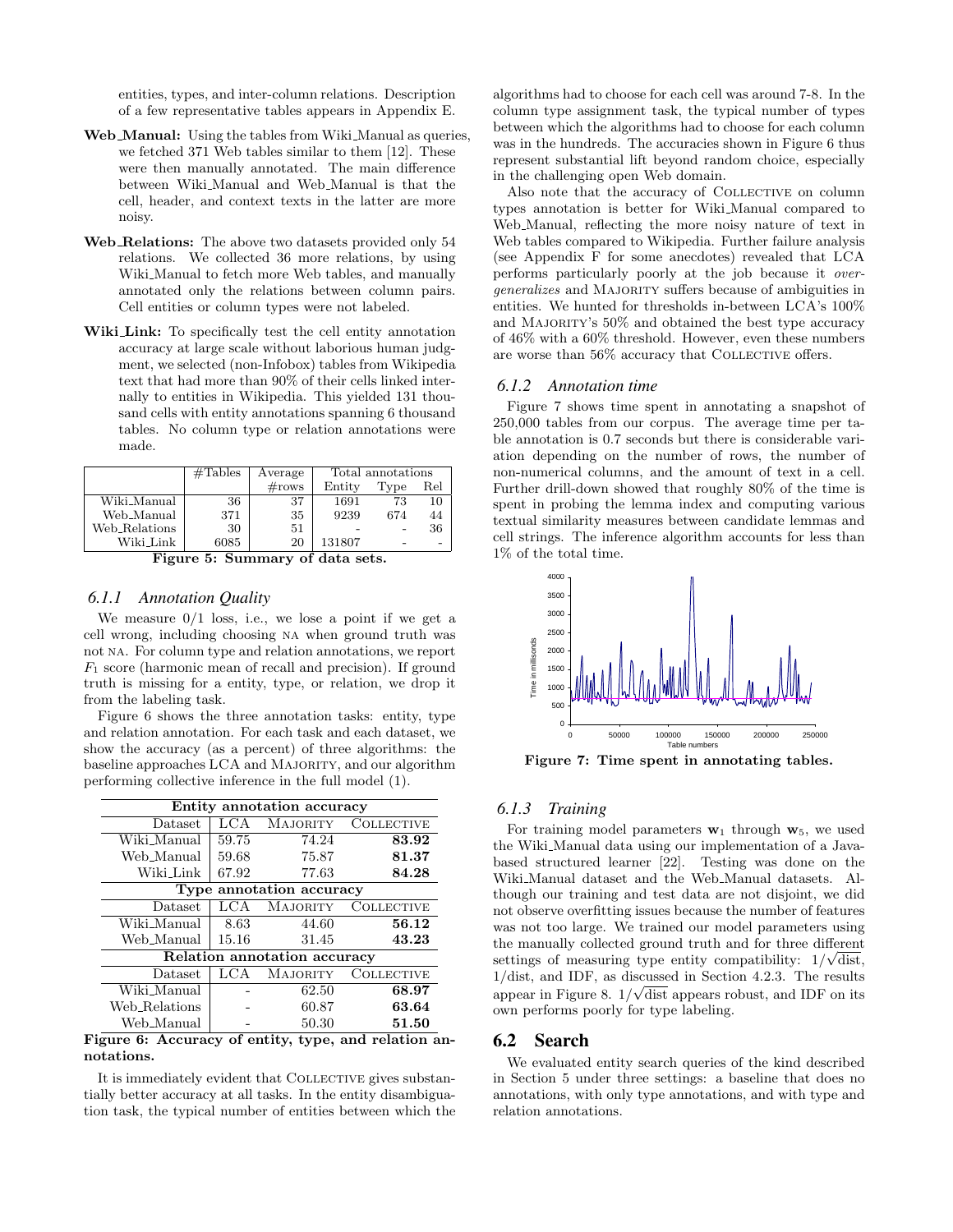entities, types, and inter-column relations. Description of a few representative tables appears in Appendix E.

- **Web_Manual:** Using the tables from Wiki_Manual as queries, we fetched 371 Web tables similar to them [12]. These were then manually annotated. The main difference between Wiki_Manual and Web_Manual is that the cell, header, and context texts in the latter are more noisy.
- **Web_Relations:** The above two datasets provided only 54 relations. We collected 36 more relations, by using Wiki_Manual to fetch more Web tables, and manually annotated only the relations between column pairs. Cell entities or column types were not labeled.
- **Wiki_Link:** To specifically test the cell entity annotation accuracy at large scale without laborious human judgment, we selected (non-Infobox) tables from Wikipedia text that had more than 90% of their cells linked internally to entities in Wikipedia. This yielded 131 thousand cells with entity annotations spanning 6 thousand tables. No column type or relation annotations were made.

| | #Tables | Average #rows | Total annotations | | |
|---|---|---|---|---|---|
| | | | Entity | Type | Rel |
| Wiki_Manual | 36 | 37 | 1691 | 73 | 10 |
| Web_Manual | 371 | 35 | 9239 | 674 | 44 |
| Web_Relations | 30 | 51 | - | - | 36 |
| Wiki_Link | 6085 | 20 | 131807 | - | - |

**Figure 5: Summary of data sets.**

### 6.1.1 Annotation Quality

We measure 0/1 loss, i.e., we lose a point if we get a cell wrong, including choosing NA when ground truth was not NA. For column type and relation annotations, we report $F_1$ score (harmonic mean of recall and precision). If ground truth is missing for a entity, type, or relation, we drop it from the labeling task.

Figure 6 shows the three annotation tasks: entity, type and relation annotation. For each task and each dataset, we show the accuracy (as a percent) of three algorithms: the baseline approaches LCA and MAJORITY, and our algorithm performing collective inference in the full model (1).

| **Entity annotation accuracy** | | | |
|---|---|---|---|
| Dataset | LCA | MAJORITY | COLLECTIVE |
| Wiki_Manual | 59.75 | 74.24 | **83.92** |
| Web_Manual | 59.68 | 75.87 | **81.37** |
| Wiki_Link | 67.92 | 77.63 | **84.28** |
| **Type annotation accuracy** | | | |
| Dataset | LCA | MAJORITY | COLLECTIVE |
| Wiki_Manual | 8.63 | 44.60 | **56.12** |
| Web_Manual | 15.16 | 31.45 | **43.23** |
| **Relation annotation accuracy** | | | |
| Dataset | LCA | MAJORITY | COLLECTIVE |
| Wiki_Manual | - | 62.50 | **68.97** |
| Web_Relations | - | 60.87 | **63.64** |
| Web_Manual | - | 50.30 | **51.50** |

**Figure 6: Accuracy of entity, type, and relation annotations.**

It is immediately evident that COLLECTIVE gives substantially better accuracy at all tasks. In the entity disambiguation task, the typical number of entities between which the algorithms had to choose for each cell was around 7-8. In the column type assignment task, the typical number of types between which the algorithms had to choose for each column was in the hundreds. The accuracies shown in Figure 6 thus represent substantial lift beyond random choice, especially in the challenging open Web domain.

Also note that the accuracy of COLLECTIVE on column types annotation is better for Wiki_Manual compared to Web_Manual, reflecting the more noisy nature of text in Web tables compared to Wikipedia. Further failure analysis (see Appendix F for some anecdotes) revealed that LCA performs particularly poorly at the job because it *overgeneralizes* and MAJORITY suffers because of ambiguities in entities. We hunted for thresholds in-between LCA's 100% and MAJORITY's 50% and obtained the best type accuracy of 46% with a 60% threshold. However, even these numbers are worse than 56% accuracy that COLLECTIVE offers.

### 6.1.2 Annotation time

Figure 7 shows time spent in annotating a snapshot of 250,000 tables from our corpus. The average time per table annotation is 0.7 seconds but there is considerable variation depending on the number of rows, the number of non-numerical columns, and the amount of text in a cell. Further drill-down showed that roughly 80% of the time is spent in probing the lemma index and computing various textual similarity measures between candidate lemmas and cell strings. The inference algorithm accounts for less than 1% of the total time.

**Figure 7: Time spent in annotating tables.**

### 6.1.3 Training

For training model parameters $\mathbf{w}_1$ through $\mathbf{w}_5$, we used the Wiki_Manual data using our implementation of a Java-based structured learner [22]. Testing was done on the Wiki_Manual dataset and the Web_Manual datasets. Although our training and test data are not disjoint, we did not observe overfitting issues because the number of features was not too large. We trained our model parameters using the manually collected ground truth and for three different settings of measuring type entity compatibility: $1/\sqrt{\text{dist}}$, $1/\text{dist}$, and IDF, as discussed in Section 4.2.3. The results appear in Figure 8. $1/\sqrt{\text{dist}}$ appears robust, and IDF on its own performs poorly for type labeling.

## 6.2 Search

We evaluated entity search queries of the kind described in Section 5 under three settings: a baseline that does no annotations, with only type annotations, and with type and relation annotations.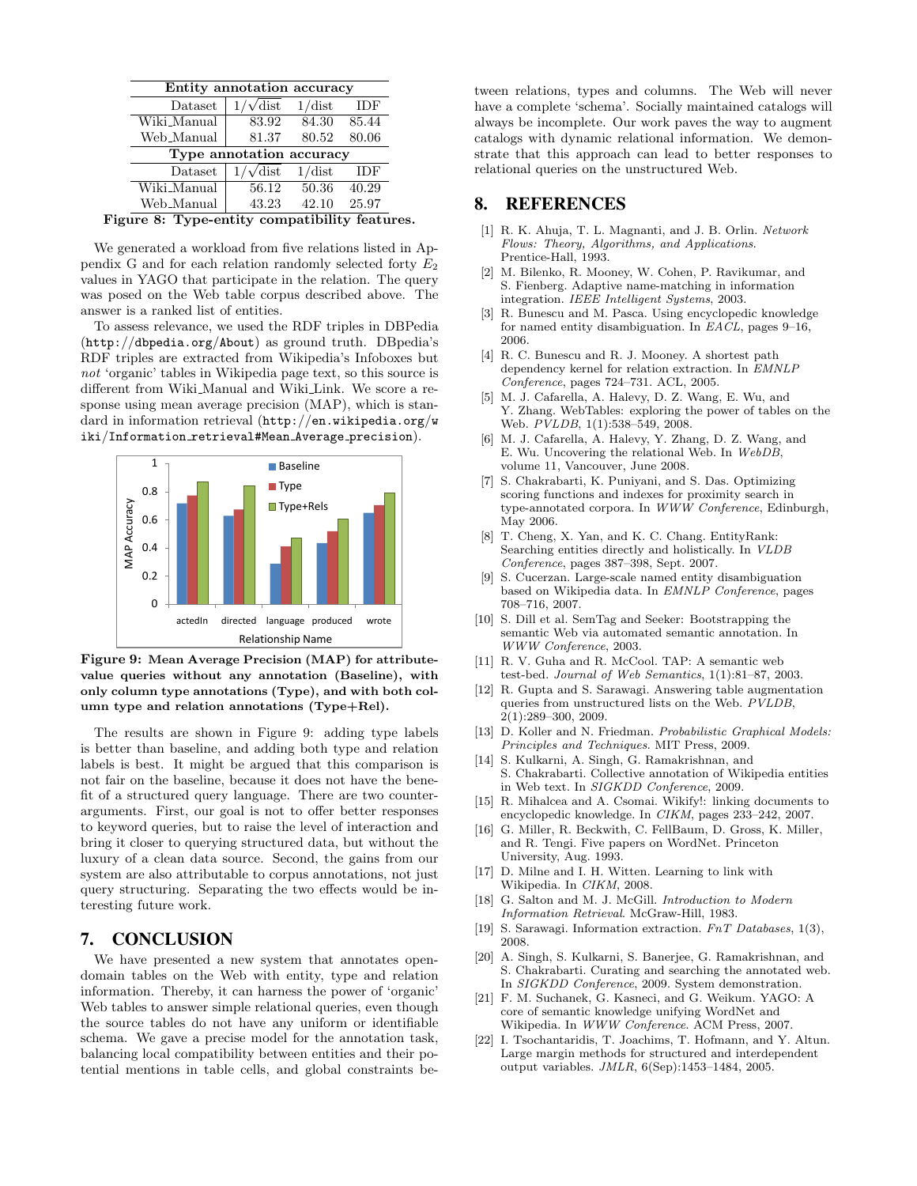| Entity annotation accuracy | | | |
|---|---|---|---|
| Dataset | $1/\sqrt{\text{dist}}$ | $1/\text{dist}$ | IDF |
| Wiki_Manual | 83.92 | 84.30 | 85.44 |
| Web_Manual | 81.37 | 80.52 | 80.06 |

| Type annotation accuracy | | | |
|---|---|---|---|
| Dataset | $1/\sqrt{\text{dist}}$ | $1/\text{dist}$ | IDF |
| Wiki_Manual | 56.12 | 50.36 | 40.29 |
| Web_Manual | 43.23 | 42.10 | 25.97 |

**Figure 8: Type-entity compatibility features.**

We generated a workload from five relations listed in Appendix G and for each relation randomly selected forty $E_2$ values in YAGO that participate in the relation. The query was posed on the Web table corpus described above. The answer is a ranked list of entities.

To assess relevance, we used the RDF triples in DBPedia (`http://dbpedia.org/About`) as ground truth. DBpedia's RDF triples are extracted from Wikipedia's Infoboxes but *not* 'organic' tables in Wikipedia page text, so this source is different from Wiki_Manual and Wiki_Link. We score a response using mean average precision (MAP), which is standard in information retrieval (`http://en.wikipedia.org/wiki/Information_retrieval#Mean_Average_precision`).

**Figure 9: Mean Average Precision (MAP) for attribute-value queries without any annotation (Baseline), with only column type annotations (Type), and with both column type and relation annotations (Type+Rel).**

The results are shown in Figure 9: adding type labels is better than baseline, and adding both type and relation labels is best. It might be argued that this comparison is not fair on the baseline, because it does not have the benefit of a structured query language. There are two counterarguments. First, our goal is not to offer better responses to keyword queries, but to raise the level of interaction and bring it closer to querying structured data, but without the luxury of a clean data source. Second, the gains from our system are also attributable to corpus annotations, not just query structuring. Separating the two effects would be interesting future work.

## 7. CONCLUSION

We have presented a new system that annotates open-domain tables on the Web with entity, type and relation information. Thereby, it can harness the power of 'organic' Web tables to answer simple relational queries, even though the source tables do not have any uniform or identifiable schema. We gave a precise model for the annotation task, balancing local compatibility between entities and their potential mentions in table cells, and global constraints between relations, types and columns. The Web will never have a complete 'schema'. Socially maintained catalogs will always be incomplete. Our work paves the way to augment catalogs with dynamic relational information. We demonstrate that this approach can lead to better responses to relational queries on the unstructured Web.

## 8. REFERENCES

[1] R. K. Ahuja, T. L. Magnanti, and J. B. Orlin. *Network Flows: Theory, Algorithms, and Applications.* Prentice-Hall, 1993.

[2] M. Bilenko, R. Mooney, W. Cohen, P. Ravikumar, and S. Fienberg. Adaptive name-matching in information integration. *IEEE Intelligent Systems*, 2003.

[3] R. Bunescu and M. Pasca. Using encyclopedic knowledge for named entity disambiguation. In *EACL*, pages 9–16, 2006.

[4] R. C. Bunescu and R. J. Mooney. A shortest path dependency kernel for relation extraction. In *EMNLP Conference*, pages 724–731. ACL, 2005.

[5] M. J. Cafarella, A. Halevy, D. Z. Wang, E. Wu, and Y. Zhang. WebTables: exploring the power of tables on the Web. *PVLDB*, 1(1):538–549, 2008.

[6] M. J. Cafarella, A. Halevy, Y. Zhang, D. Z. Wang, and E. Wu. Uncovering the relational Web. In *WebDB*, volume 11, Vancouver, June 2008.

[7] S. Chakrabarti, K. Puniyani, and S. Das. Optimizing scoring functions and indexes for proximity search in type-annotated corpora. In *WWW Conference*, Edinburgh, May 2006.

[8] T. Cheng, X. Yan, and K. C. Chang. EntityRank: Searching entities directly and holistically. In *VLDB Conference*, pages 387–398, Sept. 2007.

[9] S. Cucerzan. Large-scale named entity disambiguation based on Wikipedia data. In *EMNLP Conference*, pages 708–716, 2007.

[10] S. Dill et al. SemTag and Seeker: Bootstrapping the semantic Web via automated semantic annotation. In *WWW Conference*, 2003.

[11] R. V. Guha and R. McCool. TAP: A semantic web test-bed. *Journal of Web Semantics*, 1(1):81–87, 2003.

[12] R. Gupta and S. Sarawagi. Answering table augmentation queries from unstructured lists on the Web. *PVLDB*, 2(1):289–300, 2009.

[13] D. Koller and N. Friedman. *Probabilistic Graphical Models: Principles and Techniques.* MIT Press, 2009.

[14] S. Kulkarni, A. Singh, G. Ramakrishnan, and S. Chakrabarti. Collective annotation of Wikipedia entities in Web text. In *SIGKDD Conference*, 2009.

[15] R. Mihalcea and A. Csomai. Wikify!: linking documents to encyclopedic knowledge. In *CIKM*, pages 233–242, 2007.

[16] G. Miller, R. Beckwith, C. FellBaum, D. Gross, K. Miller, and R. Tengi. Five papers on WordNet. Princeton University, Aug. 1993.

[17] D. Milne and I. H. Witten. Learning to link with Wikipedia. In *CIKM*, 2008.

[18] G. Salton and M. J. McGill. *Introduction to Modern Information Retrieval*. McGraw-Hill, 1983.

[19] S. Sarawagi. Information extraction. *FnT Databases*, 1(3), 2008.

[20] A. Singh, S. Kulkarni, S. Banerjee, G. Ramakrishnan, and S. Chakrabarti. Curating and searching the annotated web. In *SIGKDD Conference*, 2009. System demonstration.

[21] F. M. Suchanek, G. Kasneci, and G. Weikum. YAGO: A core of semantic knowledge unifying WordNet and Wikipedia. In *WWW Conference*. ACM Press, 2007.

[22] I. Tsochantaridis, T. Joachims, T. Hofmann, and Y. Altun. Large margin methods for structured and interdependent output variables. *JMLR*, 6(Sep):1453–1484, 2005.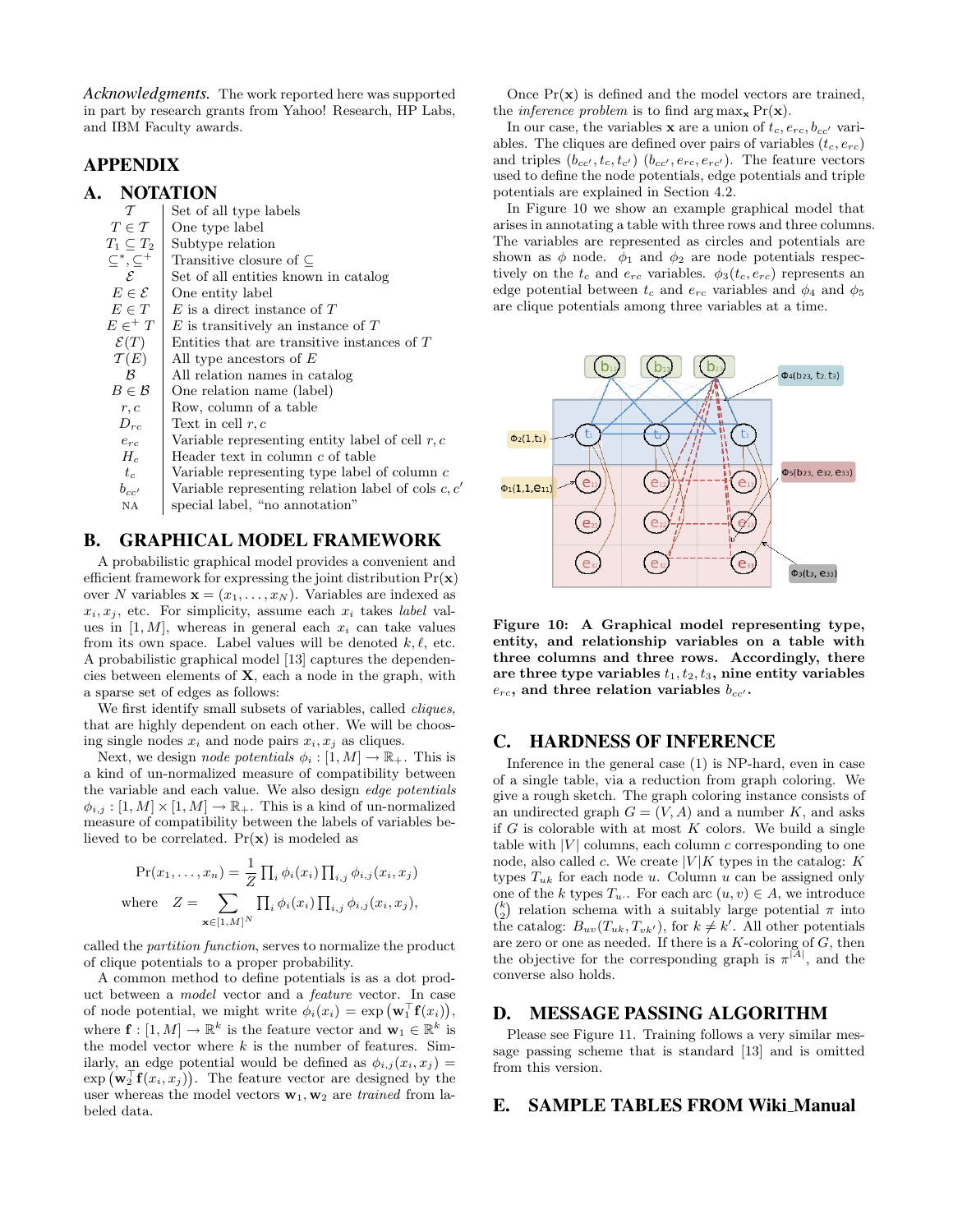*Acknowledgments.* The work reported here was supported in part by research grants from Yahoo! Research, HP Labs, and IBM Faculty awards.

# APPENDIX

## A. NOTATION

| | |
|---|---|
| $\mathcal{T}$ | Set of all type labels |
| $T \in \mathcal{T}$ | One type label |
| $T_1 \subseteq T_2$ | Subtype relation |
| $\subseteq^*, \subseteq^+$ | Transitive closure of $\subseteq$ |
| $\mathcal{E}$ | Set of all entities known in catalog |
| $E \in \mathcal{E}$ | One entity label |
| $E \in T$ | $E$ is a direct instance of $T$ |
| $E \in^+ T$ | $E$ is transitively an instance of $T$ |
| $\mathcal{E}(T)$ | Entities that are transitive instances of $T$ |
| $\mathcal{T}(E)$ | All type ancestors of $E$ |
| $\mathcal{B}$ | All relation names in catalog |
| $B \in \mathcal{B}$ | One relation name (label) |
| $r, c$ | Row, column of a table |
| $D_{rc}$ | Text in cell $r, c$ |
| $e_{rc}$ | Variable representing entity label of cell $r, c$ |
| $H_c$ | Header text in column $c$ of table |
| $t_c$ | Variable representing type label of column $c$ |
| $b_{cc'}$ | Variable representing relation label of cols $c, c'$ |
| NA | special label, "no annotation" |

## B. GRAPHICAL MODEL FRAMEWORK

A probabilistic graphical model provides a convenient and efficient framework for expressing the joint distribution $\Pr(\mathbf{x})$ over $N$ variables $\mathbf{x} = (x_1, \ldots, x_N)$. Variables are indexed as $x_i, x_j$, etc. For simplicity, assume each $x_i$ takes *label* values in $[1, M]$, whereas in general each $x_i$ can take values from its own space. Label values will be denoted $k, \ell$, etc. A probabilistic graphical model [13] captures the dependencies between elements of $\mathbf{X}$, each a node in the graph, with a sparse set of edges as follows:

We first identify small subsets of variables, called *cliques*, that are highly dependent on each other. We will be choosing single nodes $x_i$ and node pairs $x_i, x_j$ as cliques.

Next, we design *node potentials* $\phi_i : [1, M] \to \mathbb{R}_+$. This is a kind of un-normalized measure of compatibility between the variable and each value. We also design *edge potentials* $\phi_{i,j} : [1, M] \times [1, M] \to \mathbb{R}_+$. This is a kind of un-normalized measure of compatibility between the labels of variables believed to be correlated. $\Pr(\mathbf{x})$ is modeled as

$$\Pr(x_1, \ldots, x_n) = \frac{1}{Z} \prod_i \phi_i(x_i) \prod_{i,j} \phi_{i,j}(x_i, x_j)$$

$$\text{where} \quad Z = \sum_{\mathbf{x} \in [1,M]^N} \prod_i \phi_i(x_i) \prod_{i,j} \phi_{i,j}(x_i, x_j),$$

called the *partition function*, serves to normalize the product of clique potentials to a proper probability.

A common method to define potentials is as a dot product between a *model* vector and a *feature* vector. In case of node potential, we might write $\phi_i(x_i) = \exp\left(\mathbf{w}_1^\top \mathbf{f}(x_i)\right)$, where $\mathbf{f} : [1, M] \to \mathbb{R}^k$ is the feature vector and $\mathbf{w}_1 \in \mathbb{R}^k$ is the model vector where $k$ is the number of features. Similarly, an edge potential would be defined as $\phi_{i,j}(x_i, x_j) = \exp\left(\mathbf{w}_2^\top \mathbf{f}(x_i, x_j)\right)$. The feature vector are designed by the user whereas the model vectors $\mathbf{w}_1, \mathbf{w}_2$ are *trained* from labeled data.

Once $\Pr(\mathbf{x})$ is defined and the model vectors are trained, the *inference problem* is to find $\arg\max_{\mathbf{x}} \Pr(\mathbf{x})$.

In our case, the variables $\mathbf{x}$ are a union of $t_c, e_{rc}, b_{cc'}$ variables. The cliques are defined over pairs of variables $(t_c, e_{rc})$ and triples $(b_{cc'}, t_c, t_{c'})$ $(b_{cc'}, e_{rc}, e_{rc'})$. The feature vectors used to define the node potentials, edge potentials and triple potentials are explained in Section 4.2.

In Figure 10 we show an example graphical model that arises in annotating a table with three rows and three columns. The variables are represented as circles and potentials are shown as $\phi$ node. $\phi_1$ and $\phi_2$ are node potentials respectively on the $t_c$ and $e_{rc}$ variables. $\phi_3(t_c, e_{rc})$ represents an edge potential between $t_c$ and $e_{rc}$ variables and $\phi_4$ and $\phi_5$ are clique potentials among three variables at a time.

**Figure 10: A Graphical model representing type, entity, and relationship variables on a table with three columns and three rows. Accordingly, there are three type variables $t_1, t_2, t_3$, nine entity variables $e_{rc}$, and three relation variables $b_{cc'}$.**

## C. HARDNESS OF INFERENCE

Inference in the general case (1) is NP-hard, even in case of a single table, via a reduction from graph coloring. We give a rough sketch. The graph coloring instance consists of an undirected graph $G = (V, A)$ and a number $K$, and asks if $G$ is colorable with at most $K$ colors. We build a single table with $|V|$ columns, each column $c$ corresponding to one node, also called $c$. We create $|V|K$ types in the catalog: $K$ types $T_{uk}$ for each node $u$. Column $u$ can be assigned only one of the $k$ types $T_{u\cdot}$. For each arc $(u, v) \in A$, we introduce $\binom{k}{2}$ relation schema with a suitably large potential $\pi$ into the catalog: $B_{uv}(T_{uk}, T_{vk'})$, for $k \neq k'$. All other potentials are zero or one as needed. If there is a $K$-coloring of $G$, then the objective for the corresponding graph is $\pi^{|A|}$, and the converse also holds.

## D. MESSAGE PASSING ALGORITHM

Please see Figure 11. Training follows a very similar message passing scheme that is standard [13] and is omitted from this version.

## E. SAMPLE TABLES FROM Wiki_Manual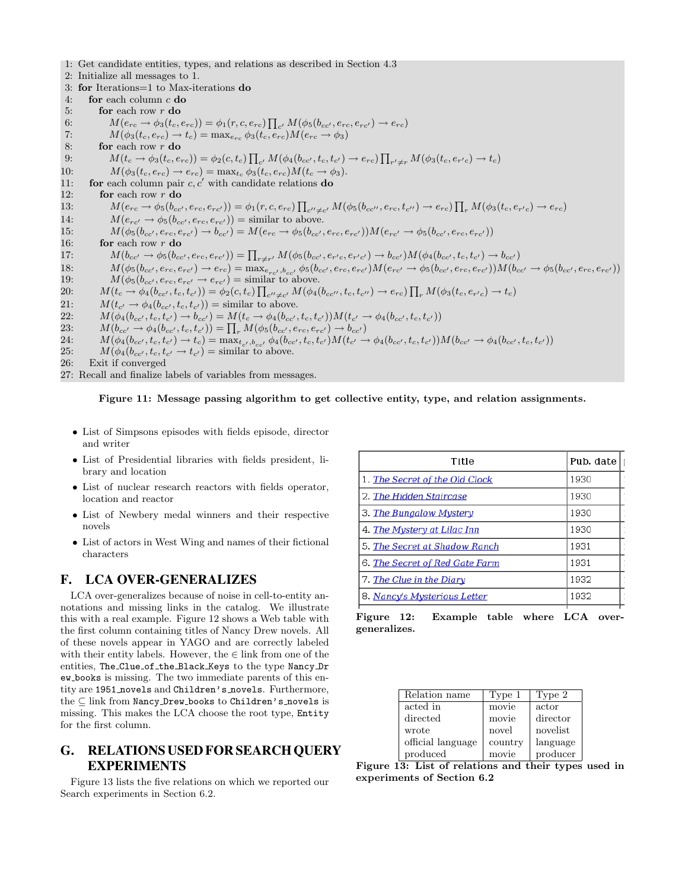1: Get candidate entities, types, and relations as described in Section 4.3
2: Initialize all messages to 1.
3: **for** Iterations=1 to Max-iterations **do**
4: **for** each column $c$ **do**
5: **for** each row $r$ **do**
6: $M(e_{rc} \to \phi_3(t_c, e_{rc})) = \phi_1(r, c, e_{rc}) \prod_{c'} M(\phi_5(b_{cc'}, e_{rc}, e_{rc'}) \to e_{rc})$
7: $M(\phi_3(t_c, e_{rc}) \to t_c) = \max_{e_{rc}} \phi_3(t_c, e_{rc}) M(e_{rc} \to \phi_3)$
8: **for** each row $r$ **do**
9: $M(t_c \to \phi_3(t_c, e_{rc})) = \phi_2(c, t_c) \prod_{c'} M(\phi_4(b_{cc'}, t_c, t_{c'}) \to e_{rc}) \prod_{r' \neq r} M(\phi_3(t_c, e_{r'c}) \to t_c)$
10: $M(\phi_3(t_c, e_{rc}) \to e_{rc}) = \max_{t_c} \phi_3(t_c, e_{rc}) M(t_c \to \phi_3)$.
11: **for** each column pair $c, c'$ with candidate relations **do**
12: **for** each row $r$ **do**
13: $M(e_{rc} \to \phi_5(b_{cc'}, e_{rc}, e_{rc'})) = \phi_1(r, c, e_{rc}) \prod_{c'' \neq c'} M(\phi_5(b_{cc''}, e_{rc}, t_{c''}) \to e_{rc}) \prod_r M(\phi_3(t_c, e_{r'c}) \to e_{rc})$
14: $M(e_{rc'} \to \phi_5(b_{cc'}, e_{rc}, e_{rc'}))$ = similar to above.
15: $M(\phi_5(b_{cc'}, e_{rc}, e_{rc'}) \to b_{cc'}) = M(e_{rc} \to \phi_5(b_{cc'}, e_{rc}, e_{rc'})) M(e_{rc'} \to \phi_5(b_{cc'}, e_{rc}, e_{rc'}))$
16: **for** each row $r$ **do**
17: $M(b_{cc'} \to \phi_5(b_{cc'}, e_{rc}, e_{rc'})) = \prod_{r \neq r'} M(\phi_5(b_{cc'}, e_{r'c}, e_{r'c'}) \to b_{cc'}) M(\phi_4(b_{cc'}, t_c, t_{c'}) \to b_{cc'})$
18: $M(\phi_5(b_{cc'}, e_{rc}, e_{rc'}) \to e_{rc}) = \max_{e_{rc'}, b_{cc'}} \phi_5(b_{cc'}, e_{rc}, e_{rc'}) M(e_{rc'} \to \phi_5(b_{cc'}, e_{rc}, e_{rc'})) M(b_{cc'} \to \phi_5(b_{cc'}, e_{rc}, e_{rc'}))$
19: $M(\phi_5(b_{cc'}, e_{rc}, e_{rc'} \to e_{rc'})$ = similar to above.
20: $M(t_c \to \phi_4(b_{cc'}, t_c, t_{c'})) = \phi_2(c, t_c) \prod_{c'' \neq c'} M(\phi_4(b_{cc''}, t_c, t_{c''}) \to e_{rc}) \prod_r M(\phi_3(t_c, e_{r'c}) \to t_c)$
21: $M(t_{c'} \to \phi_4(b_{cc'}, t_c, t_{c'}))$ = similar to above.
22: $M(\phi_4(b_{cc'}, t_c, t_{c'}) \to b_{cc'}) = M(t_c \to \phi_4(b_{cc'}, t_c, t_{c'})) M(t_{c'} \to \phi_4(b_{cc'}, t_c, t_{c'}))$
23: $M(b_{cc'} \to \phi_4(b_{cc'}, t_c, t_{c'})) = \prod_r M(\phi_5(b_{cc'}, e_{rc}, e_{rc'}) \to b_{cc'})$
24: $M(\phi_4(b_{cc'}, t_c, t_{c'}) \to t_c) = \max_{t_{c'}, b_{cc'}} \phi_4(b_{cc'}, t_c, t_{c'}) M(t_{c'} \to \phi_4(b_{cc'}, t_c, t_{c'})) M(b_{cc'} \to \phi_4(b_{cc'}, t_c, t_{c'}))$
25: $M(\phi_4(b_{cc'}, t_c, t_{c'} \to t_{c'})$ = similar to above.
26: Exit if converged
27: Recall and finalize labels of variables from messages.

**Figure 11: Message passing algorithm to get collective entity, type, and relation assignments.**

- List of Simpsons episodes with fields episode, director and writer
- List of Presidential libraries with fields president, library and location
- List of nuclear research reactors with fields operator, location and reactor
- List of Newbery medal winners and their respective novels
- List of actors in West Wing and names of their fictional characters

## F. LCA OVER-GENERALIZES

LCA over-generalizes because of noise in cell-to-entity annotations and missing links in the catalog. We illustrate this with a real example. Figure 12 shows a Web table with the first column containing titles of Nancy Drew novels. All of these novels appear in YAGO and are correctly labeled with their entity labels. However, the $\in$ link from one of the entities, The_Clue_of_the_Black_Keys to the type Nancy_Drew_books is missing. The two immediate parents of this entity are 1951_novels and Children's_novels. Furthermore, the $\subseteq$ link from Nancy_Drew_books to Children's_novels is missing. This makes the LCA choose the root type, Entity for the first column.

| Title | Pub. date |
|---|---|
| 1. The Secret of the Old Clock | 1930 |
| 2. The Hidden Staircase | 1930 |
| 3. The Bungalow Mystery | 1930 |
| 4. The Mystery at Lilac Inn | 1930 |
| 5. The Secret at Shadow Ranch | 1931 |
| 6. The Secret of Red Gate Farm | 1931 |
| 7. The Clue in the Diary | 1932 |
| 8. Nancy's Mysterious Letter | 1932 |

**Figure 12: Example table where LCA over-generalizes.**

## G. RELATIONS USED FOR SEARCH QUERY EXPERIMENTS

Figure 13 lists the five relations on which we reported our Search experiments in Section 6.2.

| Relation name | Type 1 | Type 2 |
|---|---|---|
| acted in | movie | actor |
| directed | movie | director |
| wrote | novel | novelist |
| official language | country | language |
| produced | movie | producer |

**Figure 13: List of relations and their types used in experiments of Section 6.2**